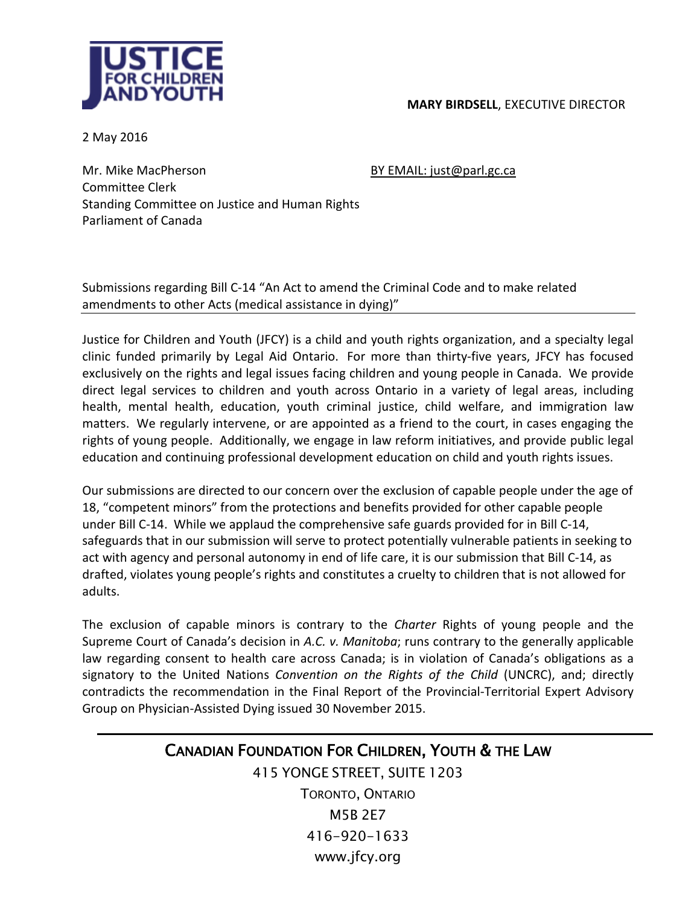JUSTICE FOR CHILDREN AND YOUTH

**MARY BIRDSELL**, EXECUTIVE DIRECTOR

2 May 2016

Mr. Mike MacPherson
Committee Clerk
Standing Committee on Justice and Human Rights
Parliament of Canada

BY EMAIL: just@parl.gc.ca

Submissions regarding Bill C-14 "An Act to amend the Criminal Code and to make related amendments to other Acts (medical assistance in dying)"

Justice for Children and Youth (JFCY) is a child and youth rights organization, and a specialty legal clinic funded primarily by Legal Aid Ontario. For more than thirty-five years, JFCY has focused exclusively on the rights and legal issues facing children and young people in Canada. We provide direct legal services to children and youth across Ontario in a variety of legal areas, including health, mental health, education, youth criminal justice, child welfare, and immigration law matters. We regularly intervene, or are appointed as a friend to the court, in cases engaging the rights of young people. Additionally, we engage in law reform initiatives, and provide public legal education and continuing professional development education on child and youth rights issues.

Our submissions are directed to our concern over the exclusion of capable people under the age of 18, "competent minors" from the protections and benefits provided for other capable people under Bill C-14. While we applaud the comprehensive safe guards provided for in Bill C-14, safeguards that in our submission will serve to protect potentially vulnerable patients in seeking to act with agency and personal autonomy in end of life care, it is our submission that Bill C-14, as drafted, violates young people's rights and constitutes a cruelty to children that is not allowed for adults.

The exclusion of capable minors is contrary to the *Charter* Rights of young people and the Supreme Court of Canada's decision in *A.C. v. Manitoba*; runs contrary to the generally applicable law regarding consent to health care across Canada; is in violation of Canada's obligations as a signatory to the United Nations *Convention on the Rights of the Child* (UNCRC), and; directly contradicts the recommendation in the Final Report of the Provincial-Territorial Expert Advisory Group on Physician-Assisted Dying issued 30 November 2015.

CANADIAN FOUNDATION FOR CHILDREN, YOUTH & THE LAW
415 YONGE STREET, SUITE 1203
TORONTO, ONTARIO
M5B 2E7
416-920-1633
www.jfcy.org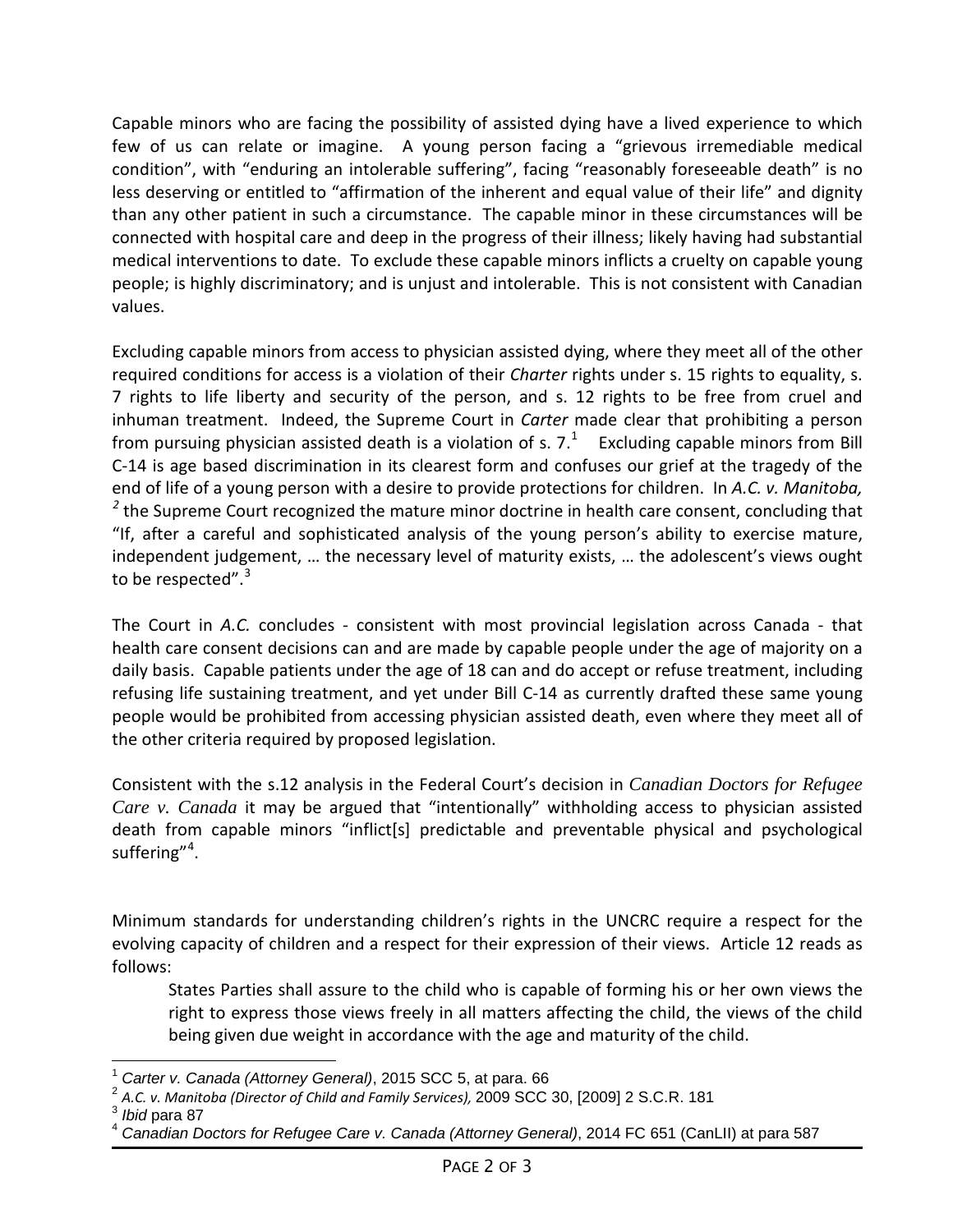Capable minors who are facing the possibility of assisted dying have a lived experience to which few of us can relate or imagine. A young person facing a "grievous irremediable medical condition", with "enduring an intolerable suffering", facing "reasonably foreseeable death" is no less deserving or entitled to "affirmation of the inherent and equal value of their life" and dignity than any other patient in such a circumstance. The capable minor in these circumstances will be connected with hospital care and deep in the progress of their illness; likely having had substantial medical interventions to date. To exclude these capable minors inflicts a cruelty on capable young people; is highly discriminatory; and is unjust and intolerable. This is not consistent with Canadian values.

Excluding capable minors from access to physician assisted dying, where they meet all of the other required conditions for access is a violation of their *Charter* rights under s. 15 rights to equality, s. 7 rights to life liberty and security of the person, and s. 12 rights to be free from cruel and inhuman treatment. Indeed, the Supreme Court in *Carter* made clear that prohibiting a person from pursuing physician assisted death is a violation of s. 7.[1] Excluding capable minors from Bill C-14 is age based discrimination in its clearest form and confuses our grief at the tragedy of the end of life of a young person with a desire to provide protections for children. In *A.C. v. Manitoba,*[2] the Supreme Court recognized the mature minor doctrine in health care consent, concluding that "If, after a careful and sophisticated analysis of the young person's ability to exercise mature, independent judgement, … the necessary level of maturity exists, … the adolescent's views ought to be respected".[3]

The Court in *A.C.* concludes - consistent with most provincial legislation across Canada - that health care consent decisions can and are made by capable people under the age of majority on a daily basis. Capable patients under the age of 18 can and do accept or refuse treatment, including refusing life sustaining treatment, and yet under Bill C-14 as currently drafted these same young people would be prohibited from accessing physician assisted death, even where they meet all of the other criteria required by proposed legislation.

Consistent with the s.12 analysis in the Federal Court's decision in *Canadian Doctors for Refugee Care v. Canada* it may be argued that "intentionally" withholding access to physician assisted death from capable minors "inflict[s] predictable and preventable physical and psychological suffering"[4].

Minimum standards for understanding children's rights in the UNCRC require a respect for the evolving capacity of children and a respect for their expression of their views. Article 12 reads as follows:

> States Parties shall assure to the child who is capable of forming his or her own views the right to express those views freely in all matters affecting the child, the views of the child being given due weight in accordance with the age and maturity of the child.

---

[1] *Carter v. Canada (Attorney General)*, 2015 SCC 5, at para. 66

[2] *A.C. v. Manitoba (Director of Child and Family Services),* 2009 SCC 30, [2009] 2 S.C.R. 181

[3] *Ibid* para 87

[4] *Canadian Doctors for Refugee Care v. Canada (Attorney General)*, 2014 FC 651 (CanLII) at para 587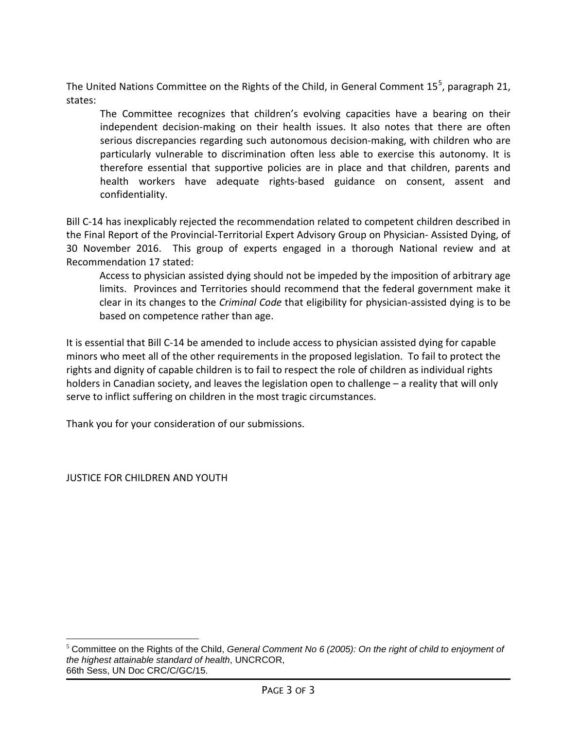The United Nations Committee on the Rights of the Child, in General Comment 15[5], paragraph 21, states:

> The Committee recognizes that children's evolving capacities have a bearing on their independent decision-making on their health issues. It also notes that there are often serious discrepancies regarding such autonomous decision-making, with children who are particularly vulnerable to discrimination often less able to exercise this autonomy. It is therefore essential that supportive policies are in place and that children, parents and health workers have adequate rights-based guidance on consent, assent and confidentiality.

Bill C-14 has inexplicably rejected the recommendation related to competent children described in the Final Report of the Provincial-Territorial Expert Advisory Group on Physician- Assisted Dying, of 30 November 2016. This group of experts engaged in a thorough National review and at Recommendation 17 stated:

> Access to physician assisted dying should not be impeded by the imposition of arbitrary age limits. Provinces and Territories should recommend that the federal government make it clear in its changes to the *Criminal Code* that eligibility for physician-assisted dying is to be based on competence rather than age.

It is essential that Bill C-14 be amended to include access to physician assisted dying for capable minors who meet all of the other requirements in the proposed legislation. To fail to protect the rights and dignity of capable children is to fail to respect the role of children as individual rights holders in Canadian society, and leaves the legislation open to challenge – a reality that will only serve to inflict suffering on children in the most tragic circumstances.

Thank you for your consideration of our submissions.

JUSTICE FOR CHILDREN AND YOUTH

---

[5] Committee on the Rights of the Child, *General Comment No 6 (2005): On the right of child to enjoyment of the highest attainable standard of health*, UNCRCOR, 66th Sess, UN Doc CRC/C/GC/15.